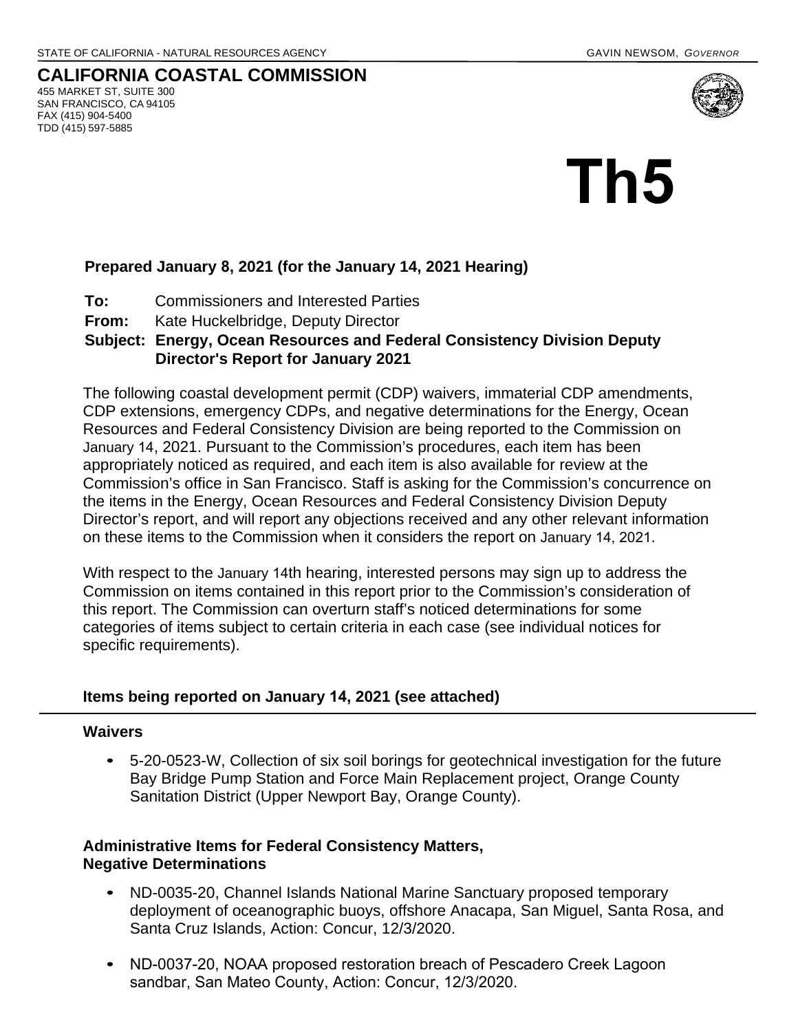STATE OF CALIFORNIA - NATURAL RESOURCES AGENCY GAVIN NEWSOM, *GOVERNOR*

## CALIFORNIA COASTAL COMMISSION

455 MARKET ST, SUITE 300
SAN FRANCISCO, CA 94105
FAX (415) 904-5400
TDD (415) 597-5885

# Th5

**Prepared January 8, 2021 (for the January 14, 2021 Hearing)**

**To:** Commissioners and Interested Parties
**From:** Kate Huckelbridge, Deputy Director
**Subject: Energy, Ocean Resources and Federal Consistency Division Deputy Director's Report for January 2021**

The following coastal development permit (CDP) waivers, immaterial CDP amendments, CDP extensions, emergency CDPs, and negative determinations for the Energy, Ocean Resources and Federal Consistency Division are being reported to the Commission on January 14, 2021. Pursuant to the Commission's procedures, each item has been appropriately noticed as required, and each item is also available for review at the Commission's office in San Francisco. Staff is asking for the Commission's concurrence on the items in the Energy, Ocean Resources and Federal Consistency Division Deputy Director's report, and will report any objections received and any other relevant information on these items to the Commission when it considers the report on January 14, 2021.

With respect to the January 14th hearing, interested persons may sign up to address the Commission on items contained in this report prior to the Commission's consideration of this report. The Commission can overturn staff's noticed determinations for some categories of items subject to certain criteria in each case (see individual notices for specific requirements).

**Items being reported on January 14, 2021 (see attached)**

---

**Waivers**

- 5-20-0523-W, Collection of six soil borings for geotechnical investigation for the future Bay Bridge Pump Station and Force Main Replacement project, Orange County Sanitation District (Upper Newport Bay, Orange County).

**Administrative Items for Federal Consistency Matters, Negative Determinations**

- ND-0035-20, Channel Islands National Marine Sanctuary proposed temporary deployment of oceanographic buoys, offshore Anacapa, San Miguel, Santa Rosa, and Santa Cruz Islands, Action: Concur, 12/3/2020.
- ND-0037-20, NOAA proposed restoration breach of Pescadero Creek Lagoon sandbar, San Mateo County, Action: Concur, 12/3/2020.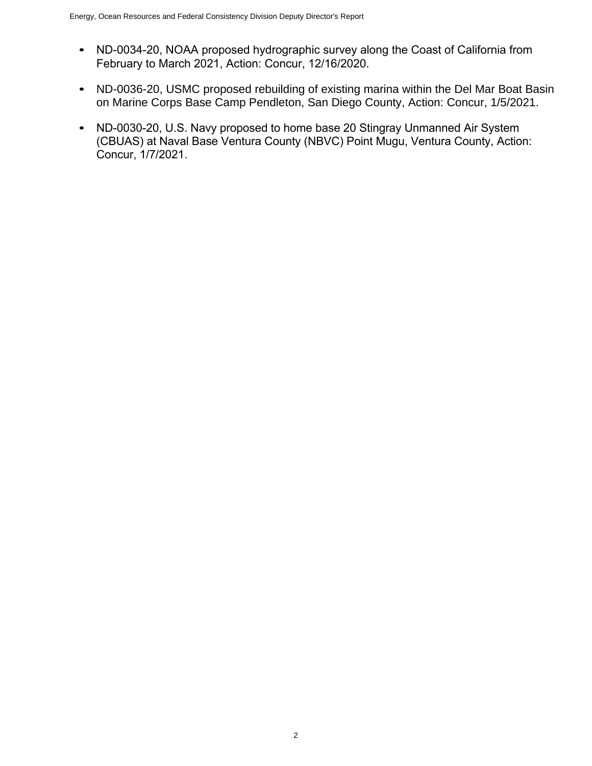- ND-0034-20, NOAA proposed hydrographic survey along the Coast of California from February to March 2021, Action: Concur, 12/16/2020.
- ND-0036-20, USMC proposed rebuilding of existing marina within the Del Mar Boat Basin on Marine Corps Base Camp Pendleton, San Diego County, Action: Concur, 1/5/2021.
- ND-0030-20, U.S. Navy proposed to home base 20 Stingray Unmanned Air System (CBUAS) at Naval Base Ventura County (NBVC) Point Mugu, Ventura County, Action: Concur, 1/7/2021.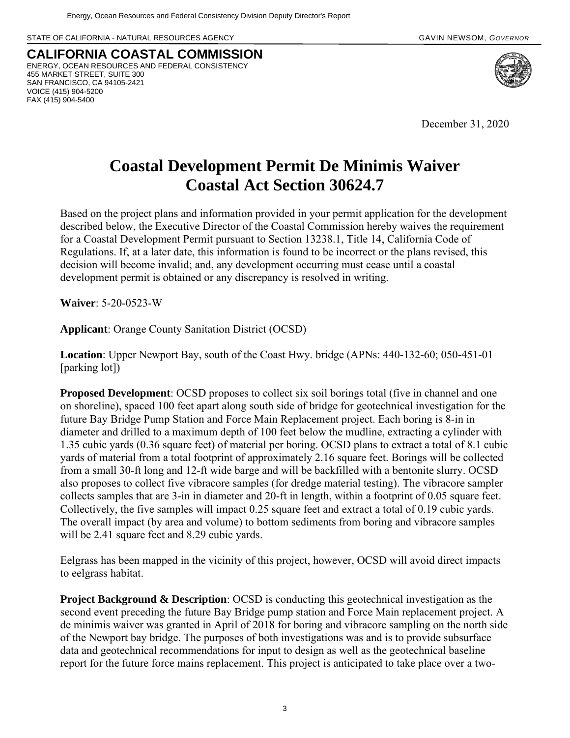STATE OF CALIFORNIA - NATURAL RESOURCES AGENCY GAVIN NEWSOM, *GOVERNOR*

**CALIFORNIA COASTAL COMMISSION**
ENERGY, OCEAN RESOURCES AND FEDERAL CONSISTENCY
455 MARKET STREET, SUITE 300
SAN FRANCISCO, CA 94105-2421
VOICE (415) 904-5200
FAX (415) 904-5400

December 31, 2020

# Coastal Development Permit De Minimis Waiver Coastal Act Section 30624.7

Based on the project plans and information provided in your permit application for the development described below, the Executive Director of the Coastal Commission hereby waives the requirement for a Coastal Development Permit pursuant to Section 13238.1, Title 14, California Code of Regulations. If, at a later date, this information is found to be incorrect or the plans revised, this decision will become invalid; and, any development occurring must cease until a coastal development permit is obtained or any discrepancy is resolved in writing.

**Waiver**: 5-20-0523-W

**Applicant**: Orange County Sanitation District (OCSD)

**Location**: Upper Newport Bay, south of the Coast Hwy. bridge (APNs: 440-132-60; 050-451-01 [parking lot])

**Proposed Development**: OCSD proposes to collect six soil borings total (five in channel and one on shoreline), spaced 100 feet apart along south side of bridge for geotechnical investigation for the future Bay Bridge Pump Station and Force Main Replacement project. Each boring is 8-in in diameter and drilled to a maximum depth of 100 feet below the mudline, extracting a cylinder with 1.35 cubic yards (0.36 square feet) of material per boring. OCSD plans to extract a total of 8.1 cubic yards of material from a total footprint of approximately 2.16 square feet. Borings will be collected from a small 30-ft long and 12-ft wide barge and will be backfilled with a bentonite slurry. OCSD also proposes to collect five vibracore samples (for dredge material testing). The vibracore sampler collects samples that are 3-in in diameter and 20-ft in length, within a footprint of 0.05 square feet. Collectively, the five samples will impact 0.25 square feet and extract a total of 0.19 cubic yards. The overall impact (by area and volume) to bottom sediments from boring and vibracore samples will be 2.41 square feet and 8.29 cubic yards.

Eelgrass has been mapped in the vicinity of this project, however, OCSD will avoid direct impacts to eelgrass habitat.

**Project Background & Description**: OCSD is conducting this geotechnical investigation as the second event preceding the future Bay Bridge pump station and Force Main replacement project. A de minimis waiver was granted in April of 2018 for boring and vibracore sampling on the north side of the Newport bay bridge. The purposes of both investigations was and is to provide subsurface data and geotechnical recommendations for input to design as well as the geotechnical baseline report for the future force mains replacement. This project is anticipated to take place over a two-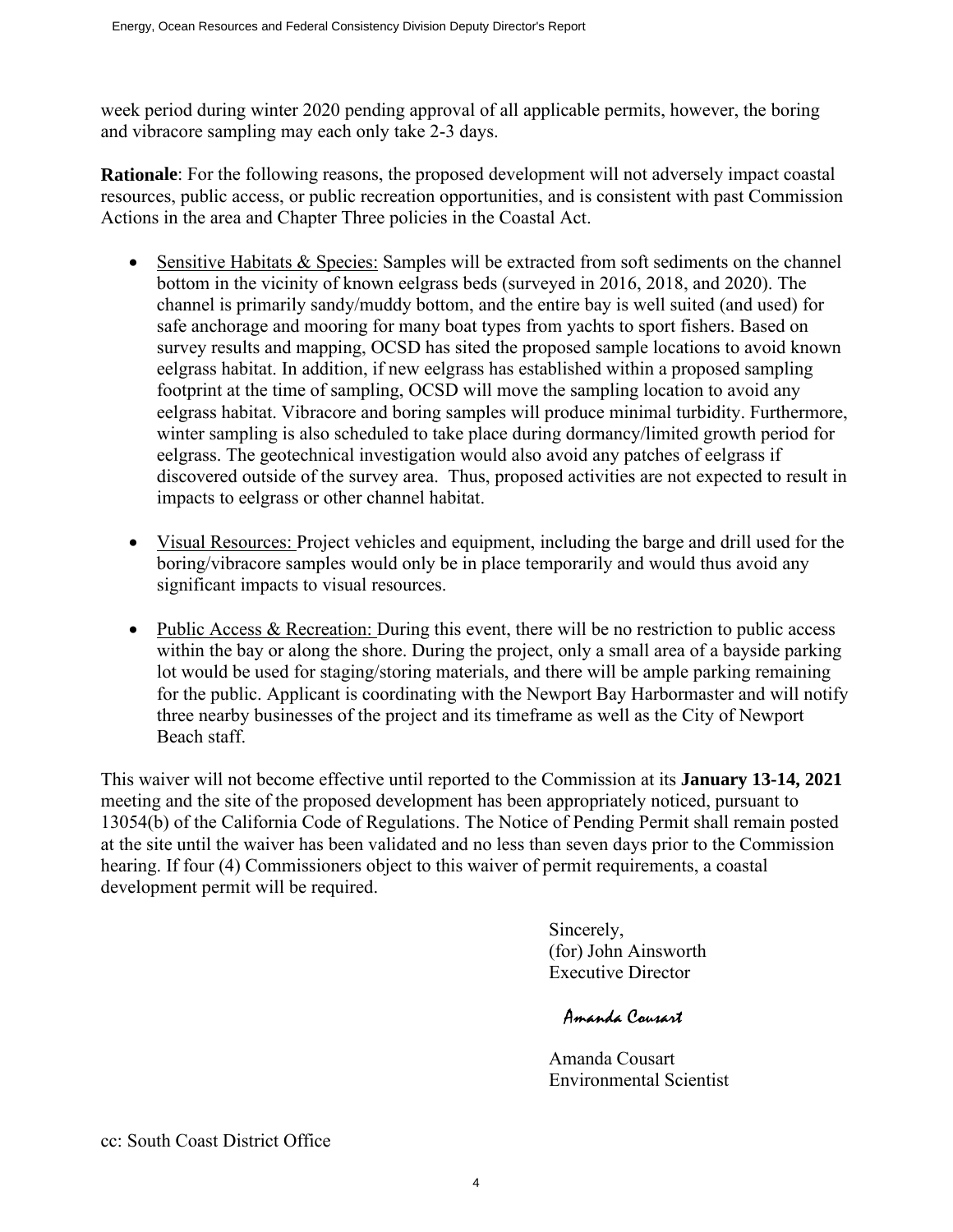week period during winter 2020 pending approval of all applicable permits, however, the boring and vibracore sampling may each only take 2-3 days.

**Rationale**: For the following reasons, the proposed development will not adversely impact coastal resources, public access, or public recreation opportunities, and is consistent with past Commission Actions in the area and Chapter Three policies in the Coastal Act.

- Sensitive Habitats & Species: Samples will be extracted from soft sediments on the channel bottom in the vicinity of known eelgrass beds (surveyed in 2016, 2018, and 2020). The channel is primarily sandy/muddy bottom, and the entire bay is well suited (and used) for safe anchorage and mooring for many boat types from yachts to sport fishers. Based on survey results and mapping, OCSD has sited the proposed sample locations to avoid known eelgrass habitat. In addition, if new eelgrass has established within a proposed sampling footprint at the time of sampling, OCSD will move the sampling location to avoid any eelgrass habitat. Vibracore and boring samples will produce minimal turbidity. Furthermore, winter sampling is also scheduled to take place during dormancy/limited growth period for eelgrass. The geotechnical investigation would also avoid any patches of eelgrass if discovered outside of the survey area. Thus, proposed activities are not expected to result in impacts to eelgrass or other channel habitat.

- Visual Resources: Project vehicles and equipment, including the barge and drill used for the boring/vibracore samples would only be in place temporarily and would thus avoid any significant impacts to visual resources.

- Public Access & Recreation: During this event, there will be no restriction to public access within the bay or along the shore. During the project, only a small area of a bayside parking lot would be used for staging/storing materials, and there will be ample parking remaining for the public. Applicant is coordinating with the Newport Bay Harbormaster and will notify three nearby businesses of the project and its timeframe as well as the City of Newport Beach staff.

This waiver will not become effective until reported to the Commission at its **January 13-14, 2021** meeting and the site of the proposed development has been appropriately noticed, pursuant to 13054(b) of the California Code of Regulations. The Notice of Pending Permit shall remain posted at the site until the waiver has been validated and no less than seven days prior to the Commission hearing. If four (4) Commissioners object to this waiver of permit requirements, a coastal development permit will be required.

Sincerely,
(for) John Ainsworth
Executive Director

*Amanda Cousart*

Amanda Cousart
Environmental Scientist

cc: South Coast District Office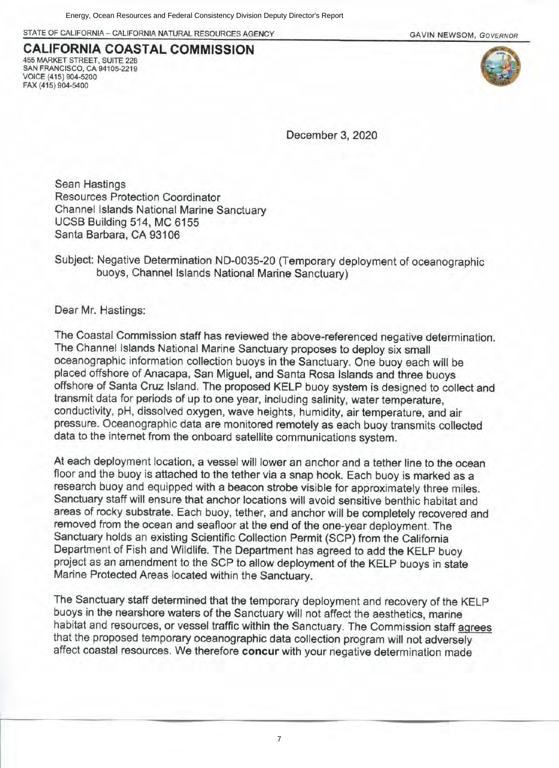STATE OF CALIFORNIA – CALIFORNIA NATURAL RESOURCES AGENCY GAVIN NEWSOM, *GOVERNOR*

**CALIFORNIA COASTAL COMMISSION**
455 MARKET STREET, SUITE 228
SAN FRANCISCO, CA 94105-2219
VOICE (415) 904-5200
FAX (415) 904-5400

December 3, 2020

Sean Hastings
Resources Protection Coordinator
Channel Islands National Marine Sanctuary
UCSB Building 514, MC 6155
Santa Barbara, CA 93106

Subject: Negative Determination ND-0035-20 (Temporary deployment of oceanographic buoys, Channel Islands National Marine Sanctuary)

Dear Mr. Hastings:

The Coastal Commission staff has reviewed the above-referenced negative determination. The Channel Islands National Marine Sanctuary proposes to deploy six small oceanographic information collection buoys in the Sanctuary. One buoy each will be placed offshore of Anacapa, San Miguel, and Santa Rosa Islands and three buoys offshore of Santa Cruz Island. The proposed KELP buoy system is designed to collect and transmit data for periods of up to one year, including salinity, water temperature, conductivity, pH, dissolved oxygen, wave heights, humidity, air temperature, and air pressure. Oceanographic data are monitored remotely as each buoy transmits collected data to the internet from the onboard satellite communications system.

At each deployment location, a vessel will lower an anchor and a tether line to the ocean floor and the buoy is attached to the tether via a snap hook. Each buoy is marked as a research buoy and equipped with a beacon strobe visible for approximately three miles. Sanctuary staff will ensure that anchor locations will avoid sensitive benthic habitat and areas of rocky substrate. Each buoy, tether, and anchor will be completely recovered and removed from the ocean and seafloor at the end of the one-year deployment. The Sanctuary holds an existing Scientific Collection Permit (SCP) from the California Department of Fish and Wildlife. The Department has agreed to add the KELP buoy project as an amendment to the SCP to allow deployment of the KELP buoys in state Marine Protected Areas located within the Sanctuary.

The Sanctuary staff determined that the temporary deployment and recovery of the KELP buoys in the nearshore waters of the Sanctuary will not affect the aesthetics, marine habitat and resources, or vessel traffic within the Sanctuary. The Commission staff agrees that the proposed temporary oceanographic data collection program will not adversely affect coastal resources. We therefore **concur** with your negative determination made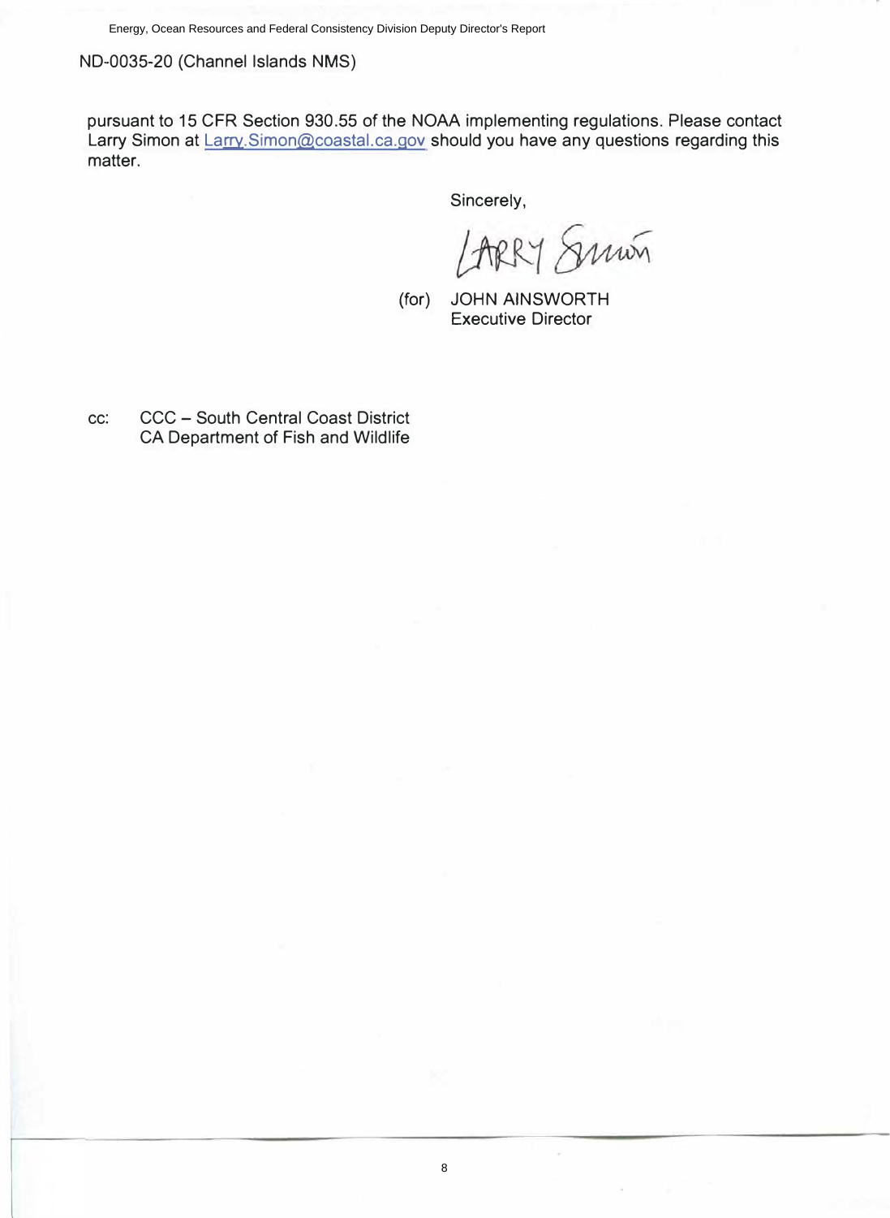ND-0035-20 (Channel Islands NMS)

pursuant to 15 CFR Section 930.55 of the NOAA implementing regulations. Please contact Larry Simon at Larry.Simon@coastal.ca.gov should you have any questions regarding this matter.

Sincerely,

LARRY Simon

(for) JOHN AINSWORTH
Executive Director

cc: CCC – South Central Coast District
CA Department of Fish and Wildlife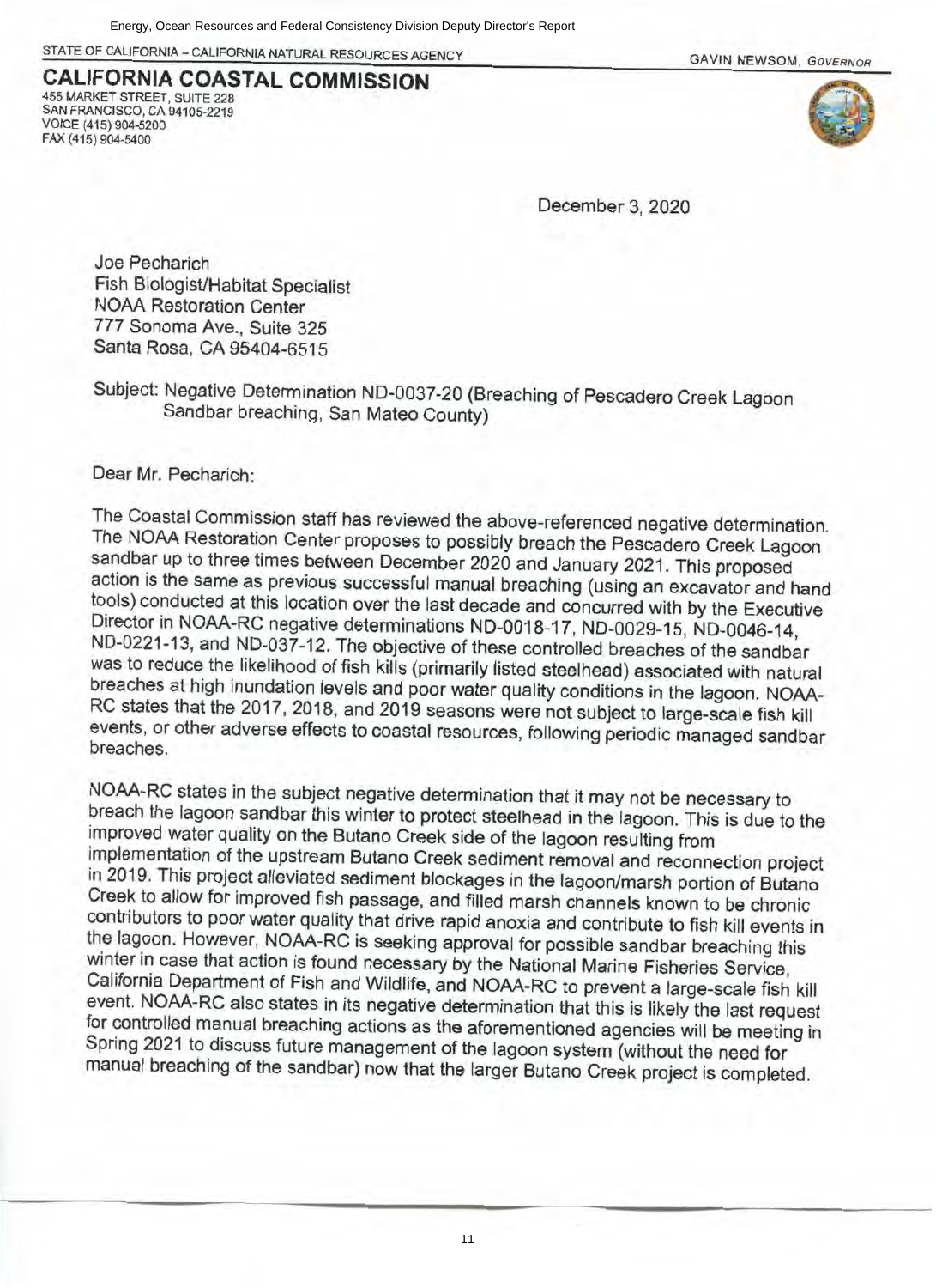STATE OF CALIFORNIA – CALIFORNIA NATURAL RESOURCES AGENCY

GAVIN NEWSOM, *GOVERNOR*

# CALIFORNIA COASTAL COMMISSION

455 MARKET STREET, SUITE 228
SAN FRANCISCO, CA 94105-2219
VOICE (415) 904-5200
FAX (415) 904-5400

December 3, 2020

Joe Pecharich
Fish Biologist/Habitat Specialist
NOAA Restoration Center
777 Sonoma Ave., Suite 325
Santa Rosa, CA 95404-6515

Subject: Negative Determination ND-0037-20 (Breaching of Pescadero Creek Lagoon Sandbar breaching, San Mateo County)

Dear Mr. Pecharich:

The Coastal Commission staff has reviewed the above-referenced negative determination. The NOAA Restoration Center proposes to possibly breach the Pescadero Creek Lagoon sandbar up to three times between December 2020 and January 2021. This proposed action is the same as previous successful manual breaching (using an excavator and hand tools) conducted at this location over the last decade and concurred with by the Executive Director in NOAA-RC negative determinations ND-0018-17, ND-0029-15, ND-0046-14, ND-0221-13, and ND-037-12. The objective of these controlled breaches of the sandbar was to reduce the likelihood of fish kills (primarily listed steelhead) associated with natural breaches at high inundation levels and poor water quality conditions in the lagoon. NOAA-RC states that the 2017, 2018, and 2019 seasons were not subject to large-scale fish kill events, or other adverse effects to coastal resources, following periodic managed sandbar breaches.

NOAA-RC states in the subject negative determination that it may not be necessary to breach the lagoon sandbar this winter to protect steelhead in the lagoon. This is due to the improved water quality on the Butano Creek side of the lagoon resulting from implementation of the upstream Butano Creek sediment removal and reconnection project in 2019. This project alleviated sediment blockages in the lagoon/marsh portion of Butano Creek to allow for improved fish passage, and filled marsh channels known to be chronic contributors to poor water quality that drive rapid anoxia and contribute to fish kill events in the lagoon. However, NOAA-RC is seeking approval for possible sandbar breaching this winter in case that action is found necessary by the National Marine Fisheries Service, California Department of Fish and Wildlife, and NOAA-RC to prevent a large-scale fish kill event. NOAA-RC also states in its negative determination that this is likely the last request for controlled manual breaching actions as the aforementioned agencies will be meeting in Spring 2021 to discuss future management of the lagoon system (without the need for manual breaching of the sandbar) now that the larger Butano Creek project is completed.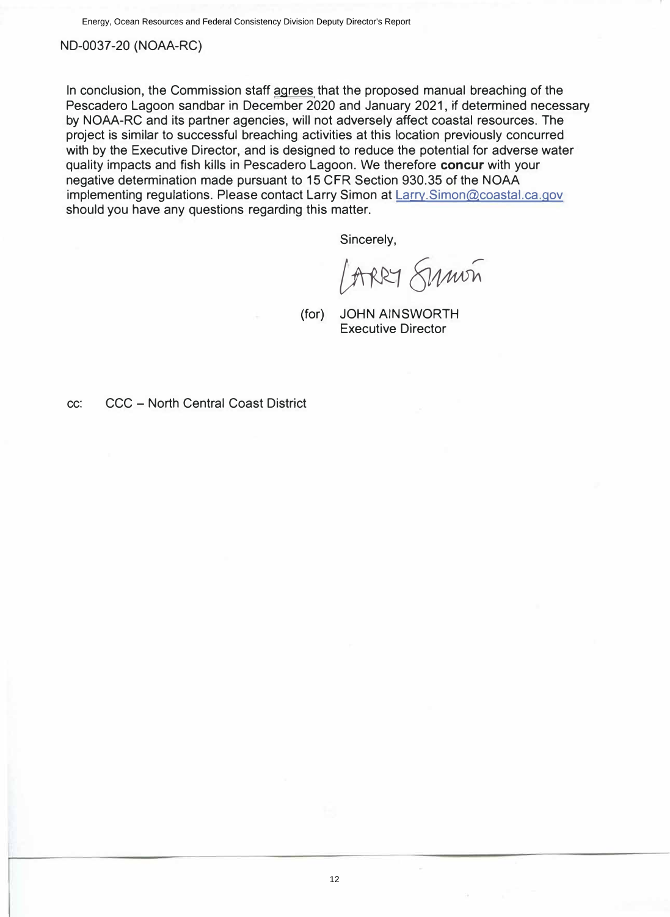ND-0037-20 (NOAA-RC)

In conclusion, the Commission staff agrees that the proposed manual breaching of the Pescadero Lagoon sandbar in December 2020 and January 2021, if determined necessary by NOAA-RC and its partner agencies, will not adversely affect coastal resources. The project is similar to successful breaching activities at this location previously concurred with by the Executive Director, and is designed to reduce the potential for adverse water quality impacts and fish kills in Pescadero Lagoon. We therefore **concur** with your negative determination made pursuant to 15 CFR Section 930.35 of the NOAA implementing regulations. Please contact Larry Simon at Larry.Simon@coastal.ca.gov should you have any questions regarding this matter.

Sincerely,

LARRY SIMON

(for) JOHN AINSWORTH
Executive Director

cc: CCC – North Central Coast District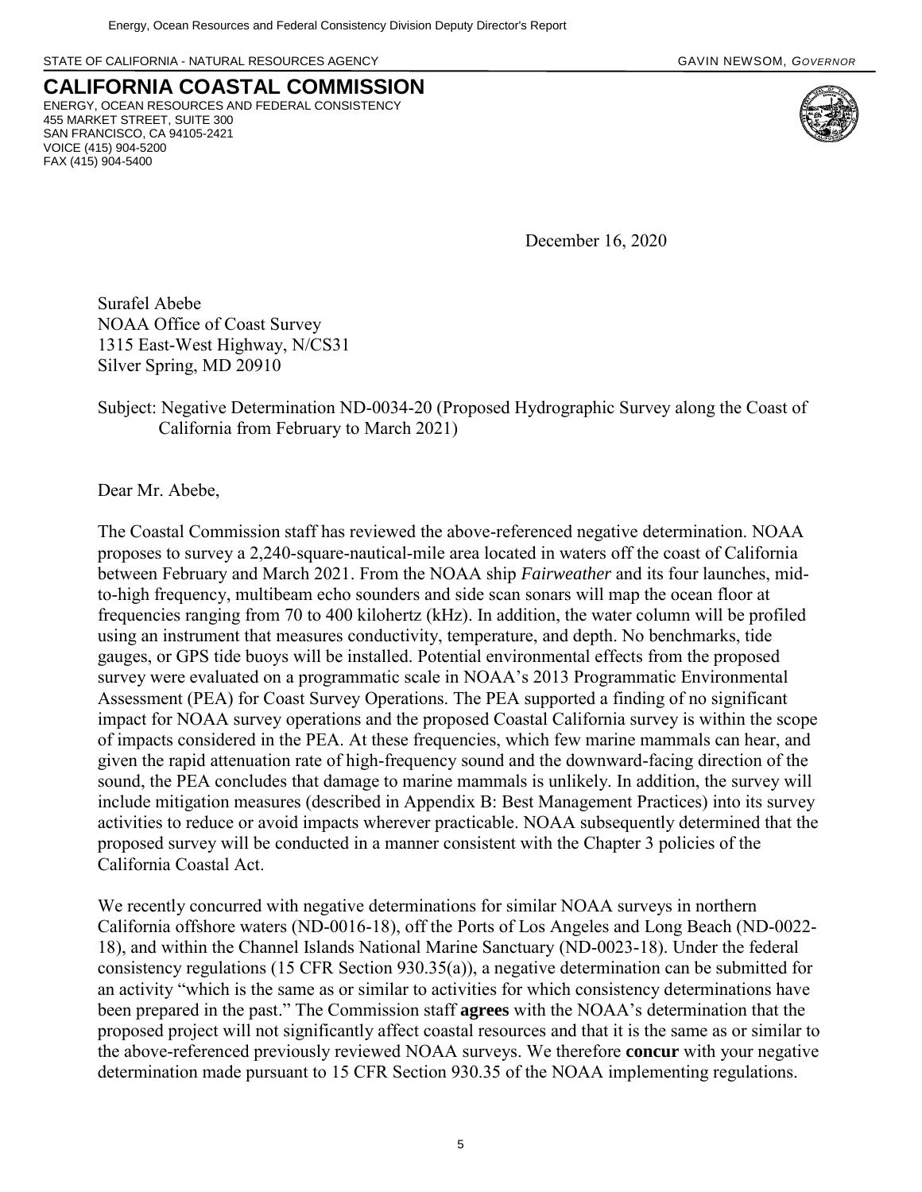STATE OF CALIFORNIA - NATURAL RESOURCES AGENCY GAVIN NEWSOM, *GOVERNOR*

# CALIFORNIA COASTAL COMMISSION

ENERGY, OCEAN RESOURCES AND FEDERAL CONSISTENCY
455 MARKET STREET, SUITE 300
SAN FRANCISCO, CA 94105-2421
VOICE (415) 904-5200
FAX (415) 904-5400

December 16, 2020

Surafel Abebe
NOAA Office of Coast Survey
1315 East-West Highway, N/CS31
Silver Spring, MD 20910

Subject: Negative Determination ND-0034-20 (Proposed Hydrographic Survey along the Coast of California from February to March 2021)

Dear Mr. Abebe,

The Coastal Commission staff has reviewed the above-referenced negative determination. NOAA proposes to survey a 2,240-square-nautical-mile area located in waters off the coast of California between February and March 2021. From the NOAA ship *Fairweather* and its four launches, mid-to-high frequency, multibeam echo sounders and side scan sonars will map the ocean floor at frequencies ranging from 70 to 400 kilohertz (kHz). In addition, the water column will be profiled using an instrument that measures conductivity, temperature, and depth. No benchmarks, tide gauges, or GPS tide buoys will be installed. Potential environmental effects from the proposed survey were evaluated on a programmatic scale in NOAA's 2013 Programmatic Environmental Assessment (PEA) for Coast Survey Operations. The PEA supported a finding of no significant impact for NOAA survey operations and the proposed Coastal California survey is within the scope of impacts considered in the PEA. At these frequencies, which few marine mammals can hear, and given the rapid attenuation rate of high-frequency sound and the downward-facing direction of the sound, the PEA concludes that damage to marine mammals is unlikely. In addition, the survey will include mitigation measures (described in Appendix B: Best Management Practices) into its survey activities to reduce or avoid impacts wherever practicable. NOAA subsequently determined that the proposed survey will be conducted in a manner consistent with the Chapter 3 policies of the California Coastal Act.

We recently concurred with negative determinations for similar NOAA surveys in northern California offshore waters (ND-0016-18), off the Ports of Los Angeles and Long Beach (ND-0022-18), and within the Channel Islands National Marine Sanctuary (ND-0023-18). Under the federal consistency regulations (15 CFR Section 930.35(a)), a negative determination can be submitted for an activity "which is the same as or similar to activities for which consistency determinations have been prepared in the past." The Commission staff **agrees** with the NOAA's determination that the proposed project will not significantly affect coastal resources and that it is the same as or similar to the above-referenced previously reviewed NOAA surveys. We therefore **concur** with your negative determination made pursuant to 15 CFR Section 930.35 of the NOAA implementing regulations.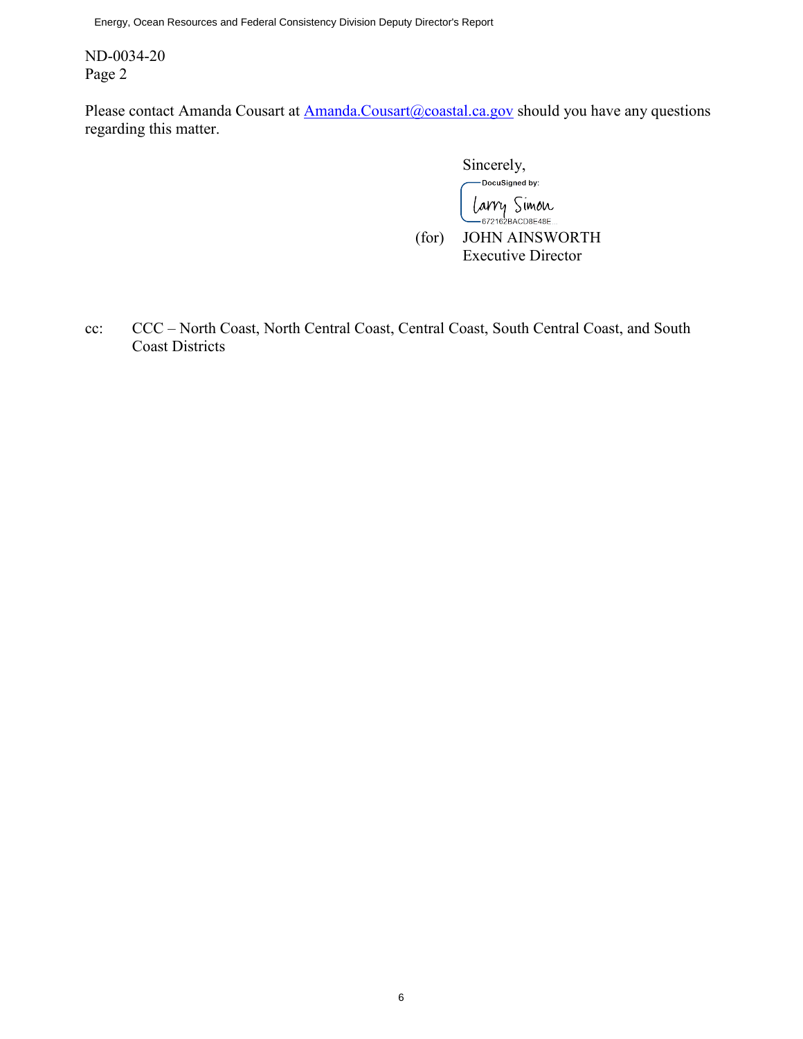ND-0034-20
Page 2

Please contact Amanda Cousart at [Amanda.Cousart@coastal.ca.gov](mailto:Amanda.Cousart@coastal.ca.gov) should you have any questions regarding this matter.

Sincerely,

DocuSigned by:
Larry Simon
672162BACD8E48E...

(for) JOHN AINSWORTH
Executive Director

cc: CCC – North Coast, North Central Coast, Central Coast, South Central Coast, and South Coast Districts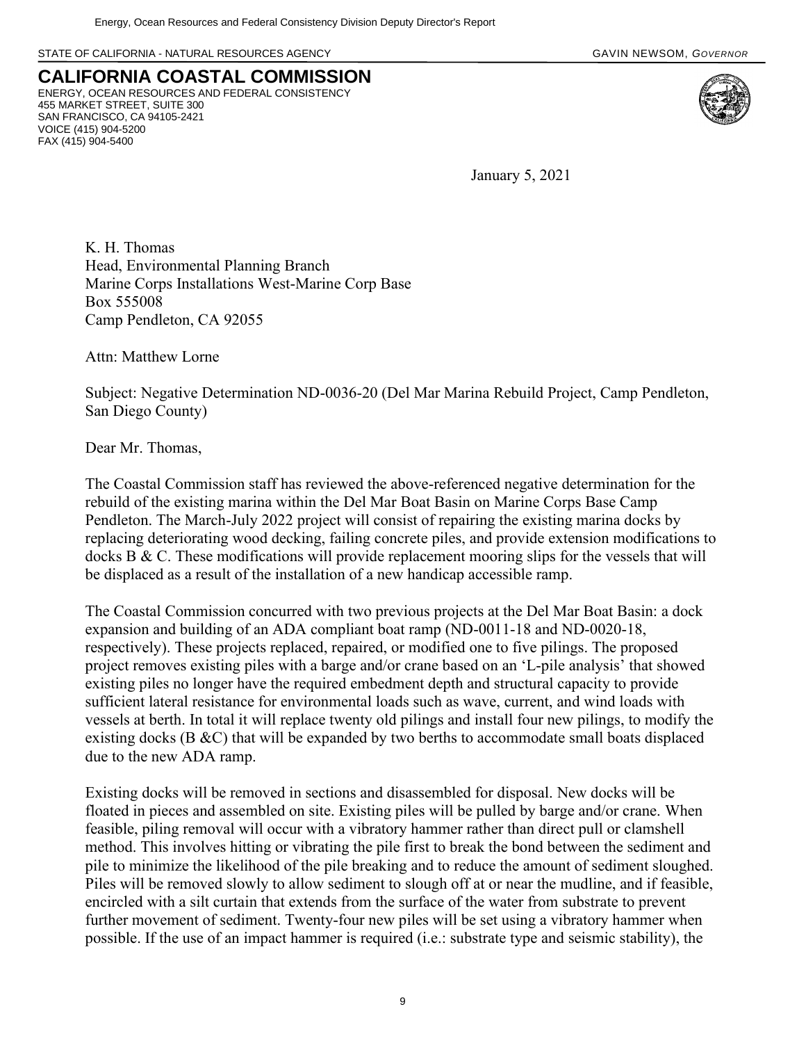STATE OF CALIFORNIA - NATURAL RESOURCES AGENCY GAVIN NEWSOM, *GOVERNOR*

# CALIFORNIA COASTAL COMMISSION

ENERGY, OCEAN RESOURCES AND FEDERAL CONSISTENCY
455 MARKET STREET, SUITE 300
SAN FRANCISCO, CA 94105-2421
VOICE (415) 904-5200
FAX (415) 904-5400

January 5, 2021

K. H. Thomas
Head, Environmental Planning Branch
Marine Corps Installations West-Marine Corp Base
Box 555008
Camp Pendleton, CA 92055

Attn: Matthew Lorne

Subject: Negative Determination ND-0036-20 (Del Mar Marina Rebuild Project, Camp Pendleton, San Diego County)

Dear Mr. Thomas,

The Coastal Commission staff has reviewed the above-referenced negative determination for the rebuild of the existing marina within the Del Mar Boat Basin on Marine Corps Base Camp Pendleton. The March-July 2022 project will consist of repairing the existing marina docks by replacing deteriorating wood decking, failing concrete piles, and provide extension modifications to docks B & C. These modifications will provide replacement mooring slips for the vessels that will be displaced as a result of the installation of a new handicap accessible ramp.

The Coastal Commission concurred with two previous projects at the Del Mar Boat Basin: a dock expansion and building of an ADA compliant boat ramp (ND-0011-18 and ND-0020-18, respectively). These projects replaced, repaired, or modified one to five pilings. The proposed project removes existing piles with a barge and/or crane based on an 'L-pile analysis' that showed existing piles no longer have the required embedment depth and structural capacity to provide sufficient lateral resistance for environmental loads such as wave, current, and wind loads with vessels at berth. In total it will replace twenty old pilings and install four new pilings, to modify the existing docks (B &C) that will be expanded by two berths to accommodate small boats displaced due to the new ADA ramp.

Existing docks will be removed in sections and disassembled for disposal. New docks will be floated in pieces and assembled on site. Existing piles will be pulled by barge and/or crane. When feasible, piling removal will occur with a vibratory hammer rather than direct pull or clamshell method. This involves hitting or vibrating the pile first to break the bond between the sediment and pile to minimize the likelihood of the pile breaking and to reduce the amount of sediment sloughed. Piles will be removed slowly to allow sediment to slough off at or near the mudline, and if feasible, encircled with a silt curtain that extends from the surface of the water from substrate to prevent further movement of sediment. Twenty-four new piles will be set using a vibratory hammer when possible. If the use of an impact hammer is required (i.e.: substrate type and seismic stability), the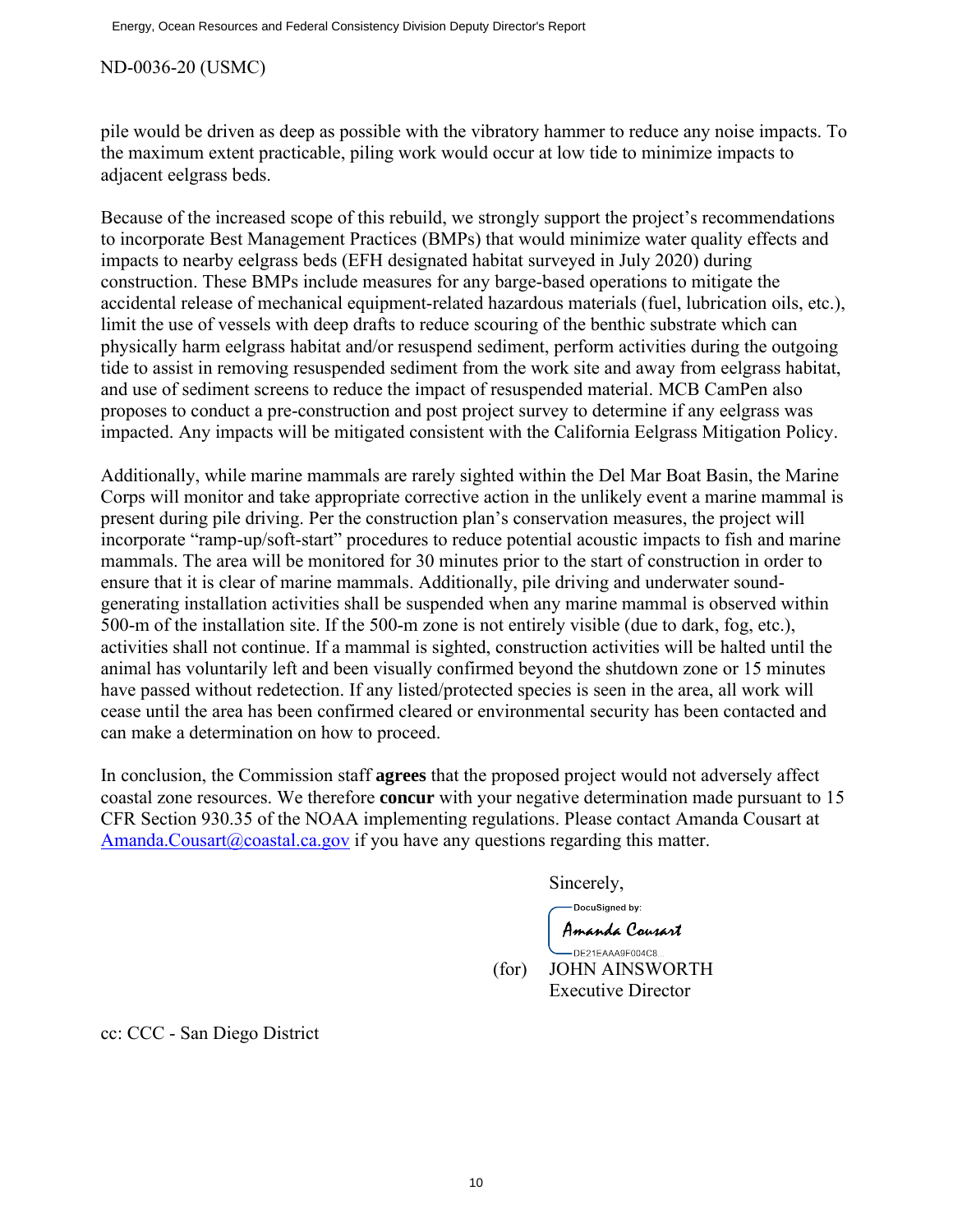ND-0036-20 (USMC)

pile would be driven as deep as possible with the vibratory hammer to reduce any noise impacts. To the maximum extent practicable, piling work would occur at low tide to minimize impacts to adjacent eelgrass beds.

Because of the increased scope of this rebuild, we strongly support the project's recommendations to incorporate Best Management Practices (BMPs) that would minimize water quality effects and impacts to nearby eelgrass beds (EFH designated habitat surveyed in July 2020) during construction. These BMPs include measures for any barge-based operations to mitigate the accidental release of mechanical equipment-related hazardous materials (fuel, lubrication oils, etc.), limit the use of vessels with deep drafts to reduce scouring of the benthic substrate which can physically harm eelgrass habitat and/or resuspend sediment, perform activities during the outgoing tide to assist in removing resuspended sediment from the work site and away from eelgrass habitat, and use of sediment screens to reduce the impact of resuspended material. MCB CamPen also proposes to conduct a pre-construction and post project survey to determine if any eelgrass was impacted. Any impacts will be mitigated consistent with the California Eelgrass Mitigation Policy.

Additionally, while marine mammals are rarely sighted within the Del Mar Boat Basin, the Marine Corps will monitor and take appropriate corrective action in the unlikely event a marine mammal is present during pile driving. Per the construction plan's conservation measures, the project will incorporate "ramp-up/soft-start" procedures to reduce potential acoustic impacts to fish and marine mammals. The area will be monitored for 30 minutes prior to the start of construction in order to ensure that it is clear of marine mammals. Additionally, pile driving and underwater sound-generating installation activities shall be suspended when any marine mammal is observed within 500-m of the installation site. If the 500-m zone is not entirely visible (due to dark, fog, etc.), activities shall not continue. If a mammal is sighted, construction activities will be halted until the animal has voluntarily left and been visually confirmed beyond the shutdown zone or 15 minutes have passed without redetection. If any listed/protected species is seen in the area, all work will cease until the area has been confirmed cleared or environmental security has been contacted and can make a determination on how to proceed.

In conclusion, the Commission staff **agrees** that the proposed project would not adversely affect coastal zone resources. We therefore **concur** with your negative determination made pursuant to 15 CFR Section 930.35 of the NOAA implementing regulations. Please contact Amanda Cousart at Amanda.Cousart@coastal.ca.gov if you have any questions regarding this matter.

Sincerely,

DocuSigned by:
Amanda Cousart
DE21EAAA9F004C8...

(for) JOHN AINSWORTH
Executive Director

cc: CCC - San Diego District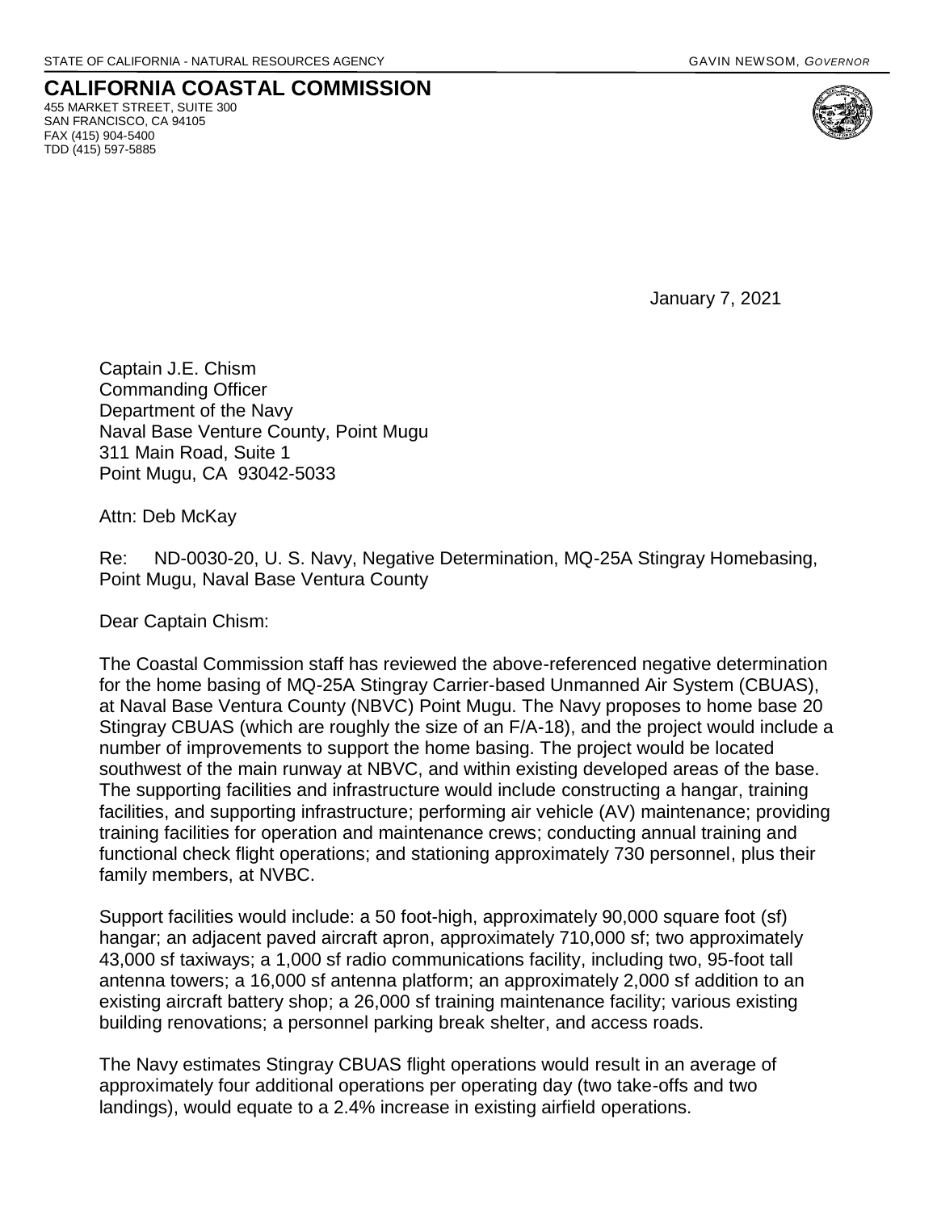STATE OF CALIFORNIA - NATURAL RESOURCES AGENCY GAVIN NEWSOM, *GOVERNOR*

**CALIFORNIA COASTAL COMMISSION**
455 MARKET STREET, SUITE 300
SAN FRANCISCO, CA 94105
FAX (415) 904-5400
TDD (415) 597-5885

January 7, 2021

Captain J.E. Chism
Commanding Officer
Department of the Navy
Naval Base Venture County, Point Mugu
311 Main Road, Suite 1
Point Mugu, CA 93042-5033

Attn: Deb McKay

Re: ND-0030-20, U. S. Navy, Negative Determination, MQ-25A Stingray Homebasing, Point Mugu, Naval Base Ventura County

Dear Captain Chism:

The Coastal Commission staff has reviewed the above-referenced negative determination for the home basing of MQ-25A Stingray Carrier-based Unmanned Air System (CBUAS), at Naval Base Ventura County (NBVC) Point Mugu. The Navy proposes to home base 20 Stingray CBUAS (which are roughly the size of an F/A-18), and the project would include a number of improvements to support the home basing. The project would be located southwest of the main runway at NBVC, and within existing developed areas of the base. The supporting facilities and infrastructure would include constructing a hangar, training facilities, and supporting infrastructure; performing air vehicle (AV) maintenance; providing training facilities for operation and maintenance crews; conducting annual training and functional check flight operations; and stationing approximately 730 personnel, plus their family members, at NVBC.

Support facilities would include: a 50 foot-high, approximately 90,000 square foot (sf) hangar; an adjacent paved aircraft apron, approximately 710,000 sf; two approximately 43,000 sf taxiways; a 1,000 sf radio communications facility, including two, 95-foot tall antenna towers; a 16,000 sf antenna platform; an approximately 2,000 sf addition to an existing aircraft battery shop; a 26,000 sf training maintenance facility; various existing building renovations; a personnel parking break shelter, and access roads.

The Navy estimates Stingray CBUAS flight operations would result in an average of approximately four additional operations per operating day (two take-offs and two landings), would equate to a 2.4% increase in existing airfield operations.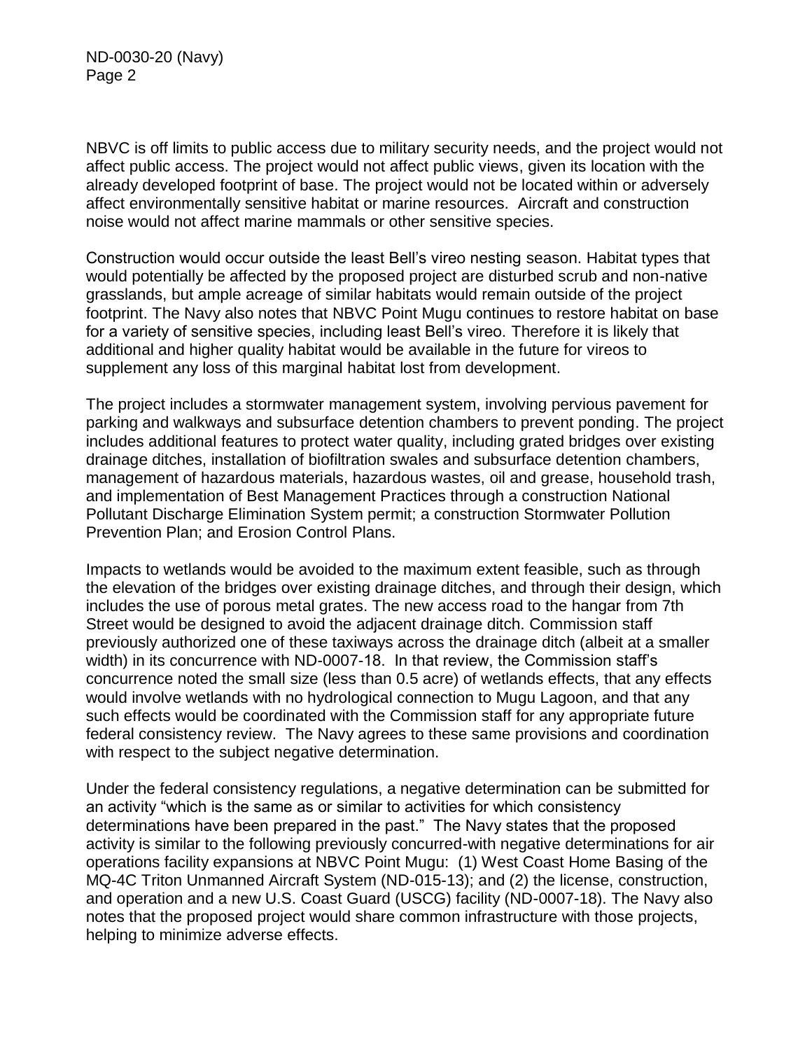NBVC is off limits to public access due to military security needs, and the project would not affect public access. The project would not affect public views, given its location with the already developed footprint of base. The project would not be located within or adversely affect environmentally sensitive habitat or marine resources. Aircraft and construction noise would not affect marine mammals or other sensitive species.

Construction would occur outside the least Bell's vireo nesting season. Habitat types that would potentially be affected by the proposed project are disturbed scrub and non-native grasslands, but ample acreage of similar habitats would remain outside of the project footprint. The Navy also notes that NBVC Point Mugu continues to restore habitat on base for a variety of sensitive species, including least Bell's vireo. Therefore it is likely that additional and higher quality habitat would be available in the future for vireos to supplement any loss of this marginal habitat lost from development.

The project includes a stormwater management system, involving pervious pavement for parking and walkways and subsurface detention chambers to prevent ponding. The project includes additional features to protect water quality, including grated bridges over existing drainage ditches, installation of biofiltration swales and subsurface detention chambers, management of hazardous materials, hazardous wastes, oil and grease, household trash, and implementation of Best Management Practices through a construction National Pollutant Discharge Elimination System permit; a construction Stormwater Pollution Prevention Plan; and Erosion Control Plans.

Impacts to wetlands would be avoided to the maximum extent feasible, such as through the elevation of the bridges over existing drainage ditches, and through their design, which includes the use of porous metal grates. The new access road to the hangar from 7th Street would be designed to avoid the adjacent drainage ditch. Commission staff previously authorized one of these taxiways across the drainage ditch (albeit at a smaller width) in its concurrence with ND-0007-18. In that review, the Commission staff's concurrence noted the small size (less than 0.5 acre) of wetlands effects, that any effects would involve wetlands with no hydrological connection to Mugu Lagoon, and that any such effects would be coordinated with the Commission staff for any appropriate future federal consistency review. The Navy agrees to these same provisions and coordination with respect to the subject negative determination.

Under the federal consistency regulations, a negative determination can be submitted for an activity "which is the same as or similar to activities for which consistency determinations have been prepared in the past." The Navy states that the proposed activity is similar to the following previously concurred-with negative determinations for air operations facility expansions at NBVC Point Mugu: (1) West Coast Home Basing of the MQ-4C Triton Unmanned Aircraft System (ND-015-13); and (2) the license, construction, and operation and a new U.S. Coast Guard (USCG) facility (ND-0007-18). The Navy also notes that the proposed project would share common infrastructure with those projects, helping to minimize adverse effects.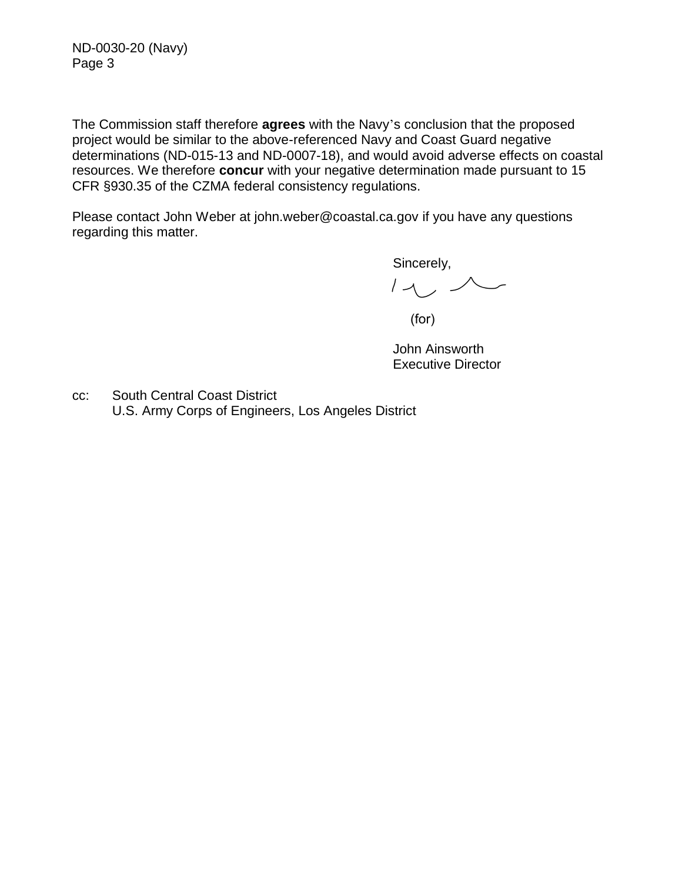The Commission staff therefore **agrees** with the Navy's conclusion that the proposed project would be similar to the above-referenced Navy and Coast Guard negative determinations (ND-015-13 and ND-0007-18), and would avoid adverse effects on coastal resources. We therefore **concur** with your negative determination made pursuant to 15 CFR §930.35 of the CZMA federal consistency regulations.

Please contact John Weber at john.weber@coastal.ca.gov if you have any questions regarding this matter.

Sincerely,

(for)

John Ainsworth
Executive Director

cc: South Central Coast District
U.S. Army Corps of Engineers, Los Angeles District